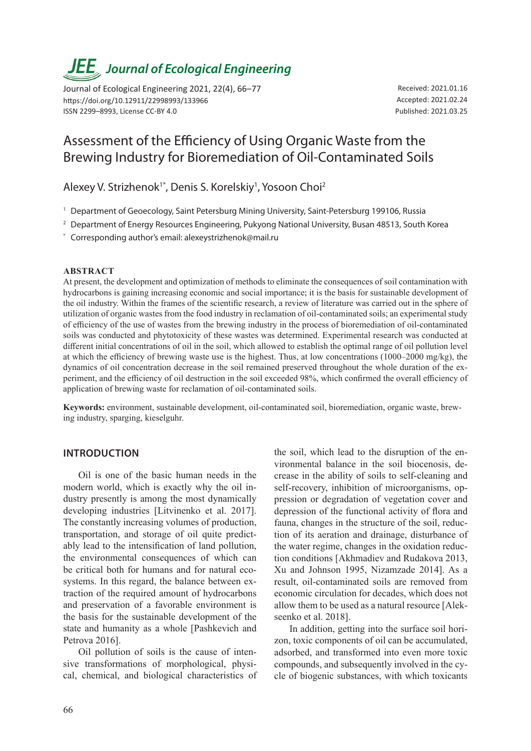# JEE Journal of Ecological Engineering

Journal of Ecological Engineering 2021, 22(4), 66–77
https://doi.org/10.12911/22998993/133966
ISSN 2299–8993, License CC-BY 4.0

Received: 2021.01.16
Accepted: 2021.02.24
Published: 2021.03.25

# Assessment of the Efficiency of Using Organic Waste from the Brewing Industry for Bioremediation of Oil-Contaminated Soils

Alexey V. Strizhenok[1*], Denis S. Korelskiy[1], Yosoon Choi[2]

[1] Department of Geoecology, Saint Petersburg Mining University, Saint-Petersburg 199106, Russia

[2] Department of Energy Resources Engineering, Pukyong National University, Busan 48513, South Korea

[*] Corresponding author's email: alexeystrizhenok@mail.ru

## ABSTRACT

At present, the development and optimization of methods to eliminate the consequences of soil contamination with hydrocarbons is gaining increasing economic and social importance; it is the basis for sustainable development of the oil industry. Within the frames of the scientific research, a review of literature was carried out in the sphere of utilization of organic wastes from the food industry in reclamation of oil-contaminated soils; an experimental study of efficiency of the use of wastes from the brewing industry in the process of bioremediation of oil-contaminated soils was conducted and phytotoxicity of these wastes was determined. Experimental research was conducted at different initial concentrations of oil in the soil, which allowed to establish the optimal range of oil pollution level at which the efficiency of brewing waste use is the highest. Thus, at low concentrations (1000–2000 mg/kg), the dynamics of oil concentration decrease in the soil remained preserved throughout the whole duration of the experiment, and the efficiency of oil destruction in the soil exceeded 98%, which confirmed the overall efficiency of application of brewing waste for reclamation of oil-contaminated soils.

**Keywords:** environment, sustainable development, oil-contaminated soil, bioremediation, organic waste, brewing industry, sparging, kieselguhr.

## INTRODUCTION

Oil is one of the basic human needs in the modern world, which is exactly why the oil industry presently is among the most dynamically developing industries [Litvinenko et al. 2017]. The constantly increasing volumes of production, transportation, and storage of oil quite predictably lead to the intensification of land pollution, the environmental consequences of which can be critical both for humans and for natural ecosystems. In this regard, the balance between extraction of the required amount of hydrocarbons and preservation of a favorable environment is the basis for the sustainable development of the state and humanity as a whole [Pashkevich and Petrova 2016].

Oil pollution of soils is the cause of intensive transformations of morphological, physical, chemical, and biological characteristics of the soil, which lead to the disruption of the environmental balance in the soil biocenosis, decrease in the ability of soils to self-cleaning and self-recovery, inhibition of microorganisms, oppression or degradation of vegetation cover and depression of the functional activity of flora and fauna, changes in the structure of the soil, reduction of its aeration and drainage, disturbance of the water regime, changes in the oxidation reduction conditions [Akhmadiev and Rudakova 2013, Xu and Johnson 1995, Nizamzade 2014]. As a result, oil-contaminated soils are removed from economic circulation for decades, which does not allow them to be used as a natural resource [Alekseenko et al. 2018].

In addition, getting into the surface soil horizon, toxic components of oil can be accumulated, adsorbed, and transformed into even more toxic compounds, and subsequently involved in the cycle of biogenic substances, with which toxicants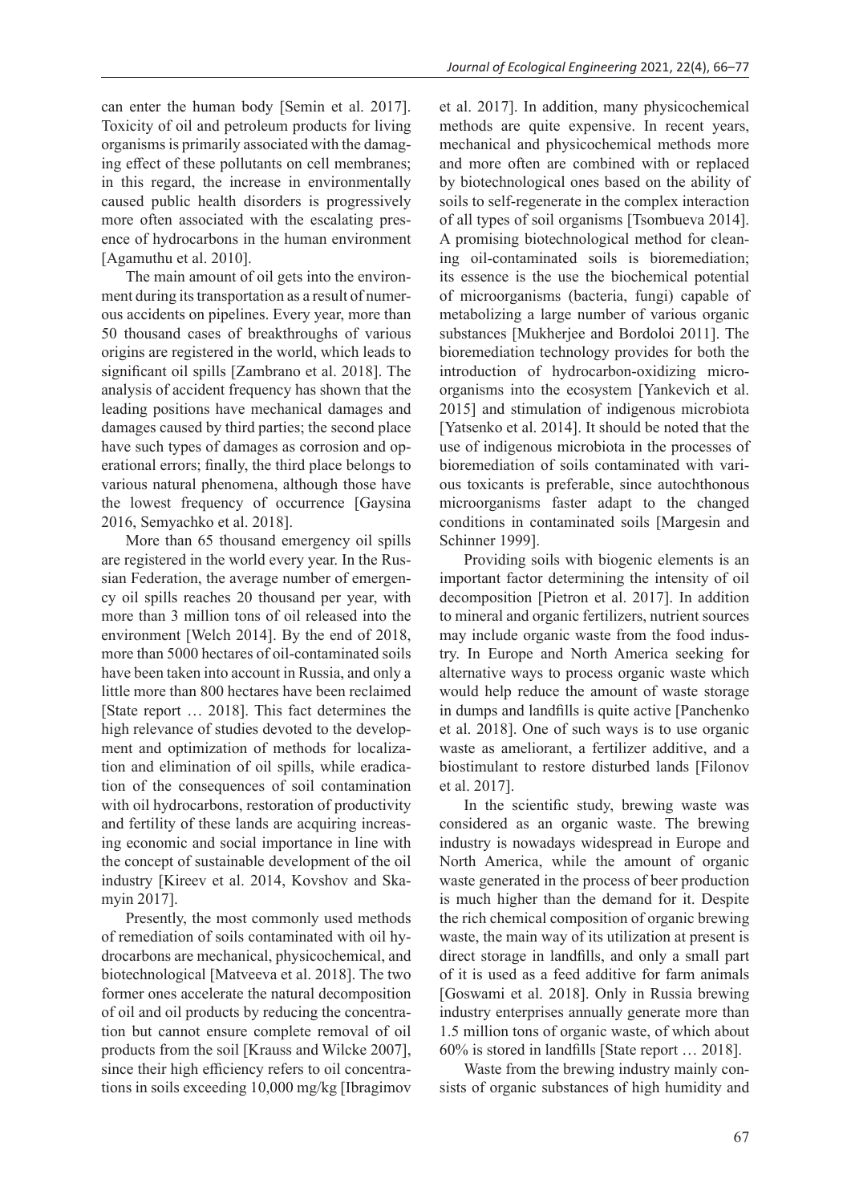can enter the human body [Semin et al. 2017]. Toxicity of oil and petroleum products for living organisms is primarily associated with the damaging effect of these pollutants on cell membranes; in this regard, the increase in environmentally caused public health disorders is progressively more often associated with the escalating presence of hydrocarbons in the human environment [Agamuthu et al. 2010].

The main amount of oil gets into the environment during its transportation as a result of numerous accidents on pipelines. Every year, more than 50 thousand cases of breakthroughs of various origins are registered in the world, which leads to significant oil spills [Zambrano et al. 2018]. The analysis of accident frequency has shown that the leading positions have mechanical damages and damages caused by third parties; the second place have such types of damages as corrosion and operational errors; finally, the third place belongs to various natural phenomena, although those have the lowest frequency of occurrence [Gaysina 2016, Semyachko et al. 2018].

More than 65 thousand emergency oil spills are registered in the world every year. In the Russian Federation, the average number of emergency oil spills reaches 20 thousand per year, with more than 3 million tons of oil released into the environment [Welch 2014]. By the end of 2018, more than 5000 hectares of oil-contaminated soils have been taken into account in Russia, and only a little more than 800 hectares have been reclaimed [State report … 2018]. This fact determines the high relevance of studies devoted to the development and optimization of methods for localization and elimination of oil spills, while eradication of the consequences of soil contamination with oil hydrocarbons, restoration of productivity and fertility of these lands are acquiring increasing economic and social importance in line with the concept of sustainable development of the oil industry [Kireev et al. 2014, Kovshov and Skamyin 2017].

Presently, the most commonly used methods of remediation of soils contaminated with oil hydrocarbons are mechanical, physicochemical, and biotechnological [Matveeva et al. 2018]. The two former ones accelerate the natural decomposition of oil and oil products by reducing the concentration but cannot ensure complete removal of oil products from the soil [Krauss and Wilcke 2007], since their high efficiency refers to oil concentrations in soils exceeding 10,000 mg/kg [Ibragimov et al. 2017]. In addition, many physicochemical methods are quite expensive. In recent years, mechanical and physicochemical methods more and more often are combined with or replaced by biotechnological ones based on the ability of soils to self-regenerate in the complex interaction of all types of soil organisms [Tsombueva 2014]. A promising biotechnological method for cleaning oil-contaminated soils is bioremediation; its essence is the use the biochemical potential of microorganisms (bacteria, fungi) capable of metabolizing a large number of various organic substances [Mukherjee and Bordoloi 2011]. The bioremediation technology provides for both the introduction of hydrocarbon-oxidizing microorganisms into the ecosystem [Yankevich et al. 2015] and stimulation of indigenous microbiota [Yatsenko et al. 2014]. It should be noted that the use of indigenous microbiota in the processes of bioremediation of soils contaminated with various toxicants is preferable, since autochthonous microorganisms faster adapt to the changed conditions in contaminated soils [Margesin and Schinner 1999].

Providing soils with biogenic elements is an important factor determining the intensity of oil decomposition [Pietron et al. 2017]. In addition to mineral and organic fertilizers, nutrient sources may include organic waste from the food industry. In Europe and North America seeking for alternative ways to process organic waste which would help reduce the amount of waste storage in dumps and landfills is quite active [Panchenko et al. 2018]. One of such ways is to use organic waste as ameliorant, a fertilizer additive, and a biostimulant to restore disturbed lands [Filonov et al. 2017].

In the scientific study, brewing waste was considered as an organic waste. The brewing industry is nowadays widespread in Europe and North America, while the amount of organic waste generated in the process of beer production is much higher than the demand for it. Despite the rich chemical composition of organic brewing waste, the main way of its utilization at present is direct storage in landfills, and only a small part of it is used as a feed additive for farm animals [Goswami et al. 2018]. Only in Russia brewing industry enterprises annually generate more than 1.5 million tons of organic waste, of which about 60% is stored in landfills [State report … 2018].

Waste from the brewing industry mainly consists of organic substances of high humidity and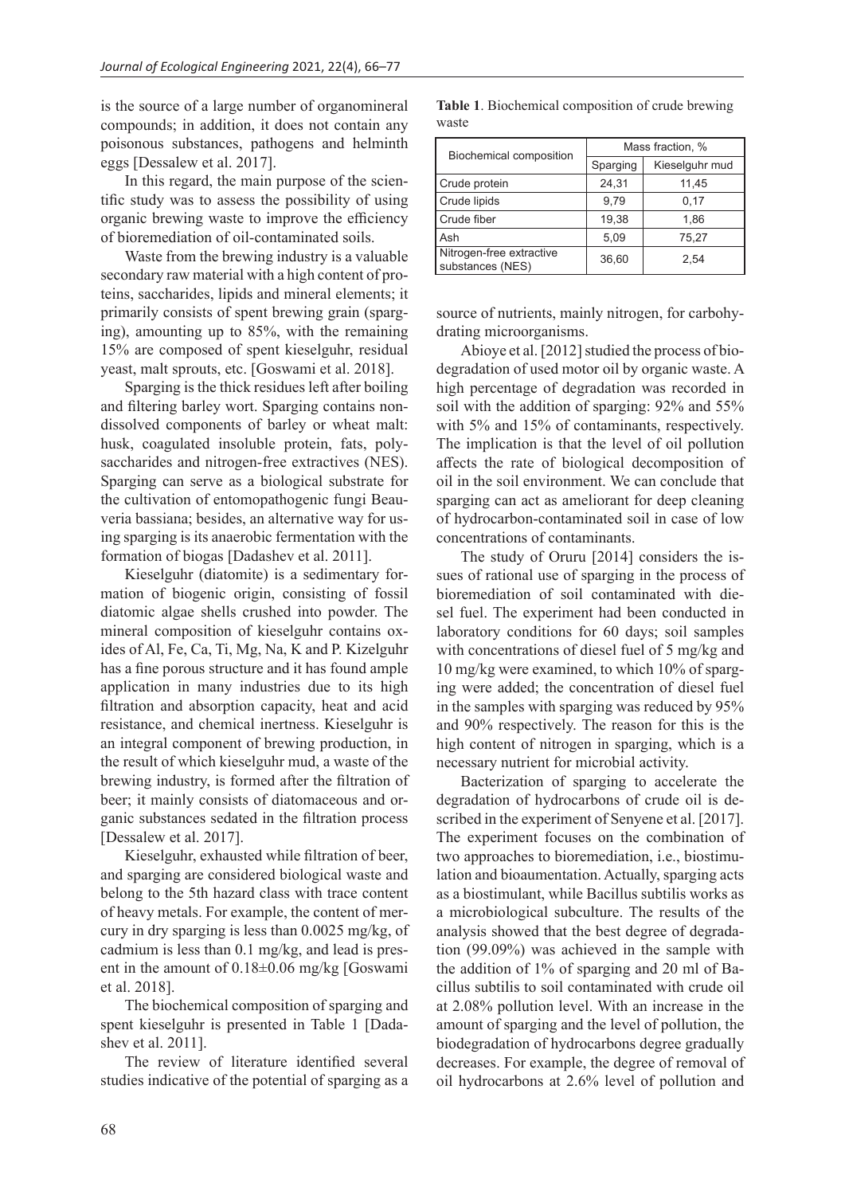is the source of a large number of organomineral compounds; in addition, it does not contain any poisonous substances, pathogens and helminth eggs [Dessalew et al. 2017].

In this regard, the main purpose of the scientific study was to assess the possibility of using organic brewing waste to improve the efficiency of bioremediation of oil-contaminated soils.

Waste from the brewing industry is a valuable secondary raw material with a high content of proteins, saccharides, lipids and mineral elements; it primarily consists of spent brewing grain (sparging), amounting up to 85%, with the remaining 15% are composed of spent kieselguhr, residual yeast, malt sprouts, etc. [Goswami et al. 2018].

Sparging is the thick residues left after boiling and filtering barley wort. Sparging contains non-dissolved components of barley or wheat malt: husk, coagulated insoluble protein, fats, polysaccharides and nitrogen-free extractives (NES). Sparging can serve as a biological substrate for the cultivation of entomopathogenic fungi Beauveria bassiana; besides, an alternative way for using sparging is its anaerobic fermentation with the formation of biogas [Dadashev et al. 2011].

Kieselguhr (diatomite) is a sedimentary formation of biogenic origin, consisting of fossil diatomic algae shells crushed into powder. The mineral composition of kieselguhr contains oxides of Al, Fe, Ca, Ti, Mg, Na, K and P. Kizelguhr has a fine porous structure and it has found ample application in many industries due to its high filtration and absorption capacity, heat and acid resistance, and chemical inertness. Kieselguhr is an integral component of brewing production, in the result of which kieselguhr mud, a waste of the brewing industry, is formed after the filtration of beer; it mainly consists of diatomaceous and organic substances sedated in the filtration process [Dessalew et al. 2017].

Kieselguhr, exhausted while filtration of beer, and sparging are considered biological waste and belong to the 5th hazard class with trace content of heavy metals. For example, the content of mercury in dry sparging is less than 0.0025 mg/kg, of cadmium is less than 0.1 mg/kg, and lead is present in the amount of 0.18±0.06 mg/kg [Goswami et al. 2018].

The biochemical composition of sparging and spent kieselguhr is presented in Table 1 [Dadashev et al. 2011].

**Table 1**. Biochemical composition of crude brewing waste

| Biochemical composition | Mass fraction, % | |
|---|---|---|
| | Sparging | Kieselguhr mud |
| Crude protein | 24,31 | 11,45 |
| Crude lipids | 9,79 | 0,17 |
| Crude fiber | 19,38 | 1,86 |
| Ash | 5,09 | 75,27 |
| Nitrogen-free extractive substances (NES) | 36,60 | 2,54 |

The review of literature identified several studies indicative of the potential of sparging as a source of nutrients, mainly nitrogen, for carbohydrating microorganisms.

Abioye et al. [2012] studied the process of biodegradation of used motor oil by organic waste. A high percentage of degradation was recorded in soil with the addition of sparging: 92% and 55% with 5% and 15% of contaminants, respectively. The implication is that the level of oil pollution affects the rate of biological decomposition of oil in the soil environment. We can conclude that sparging can act as ameliorant for deep cleaning of hydrocarbon-contaminated soil in case of low concentrations of contaminants.

The study of Oruru [2014] considers the issues of rational use of sparging in the process of bioremediation of soil contaminated with diesel fuel. The experiment had been conducted in laboratory conditions for 60 days; soil samples with concentrations of diesel fuel of 5 mg/kg and 10 mg/kg were examined, to which 10% of sparging were added; the concentration of diesel fuel in the samples with sparging was reduced by 95% and 90% respectively. The reason for this is the high content of nitrogen in sparging, which is a necessary nutrient for microbial activity.

Bacterization of sparging to accelerate the degradation of hydrocarbons of crude oil is described in the experiment of Senyene et al. [2017]. The experiment focuses on the combination of two approaches to bioremediation, i.e., biostimulation and bioaumentation. Actually, sparging acts as a biostimulant, while Bacillus subtilis works as a microbiological subculture. The results of the analysis showed that the best degree of degradation (99.09%) was achieved in the sample with the addition of 1% of sparging and 20 ml of Bacillus subtilis to soil contaminated with crude oil at 2.08% pollution level. With an increase in the amount of sparging and the level of pollution, the biodegradation of hydrocarbons degree gradually decreases. For example, the degree of removal of oil hydrocarbons at 2.6% level of pollution and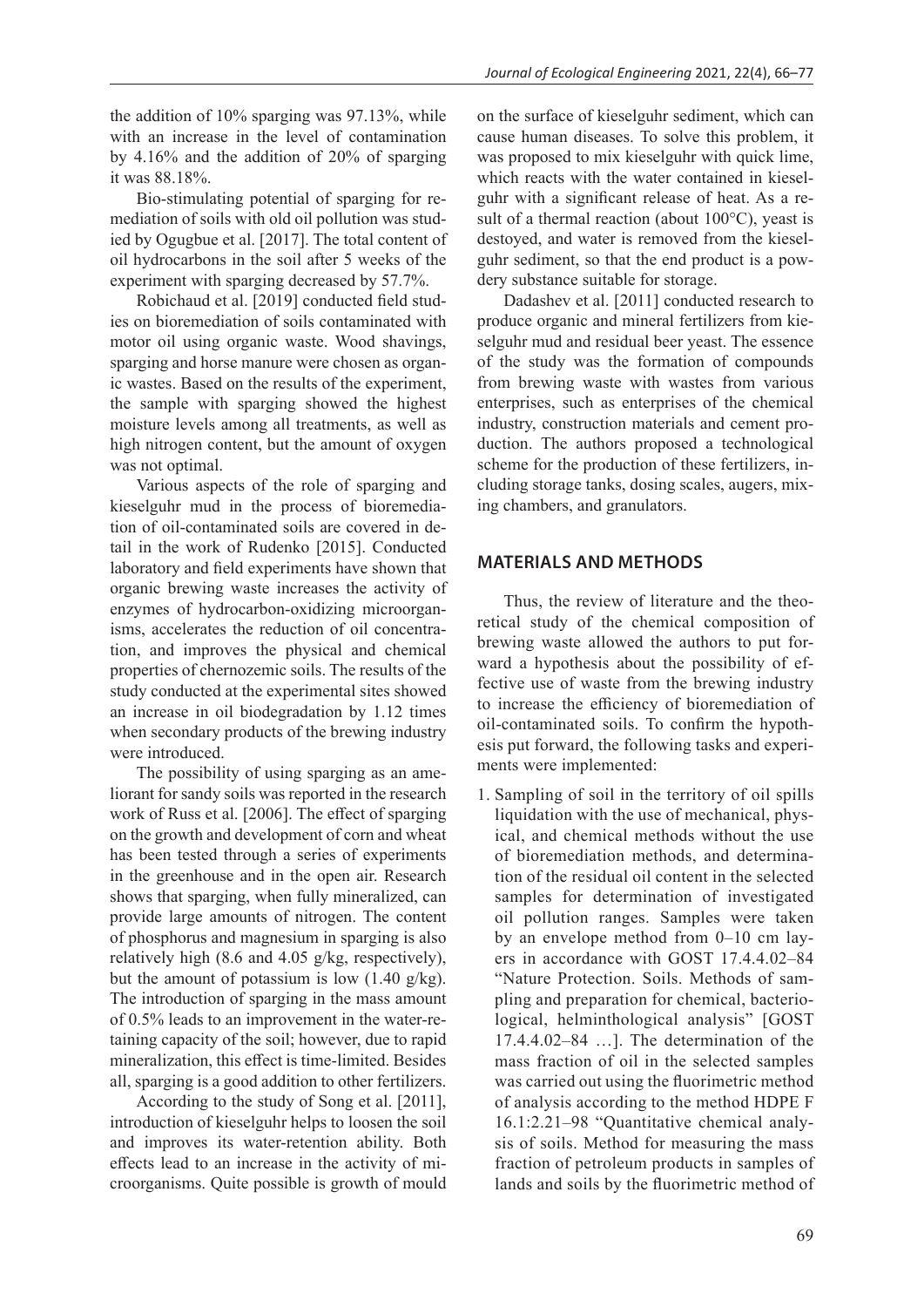the addition of 10% sparging was 97.13%, while with an increase in the level of contamination by 4.16% and the addition of 20% of sparging it was 88.18%.

Bio-stimulating potential of sparging for remediation of soils with old oil pollution was studied by Ogugbue et al. [2017]. The total content of oil hydrocarbons in the soil after 5 weeks of the experiment with sparging decreased by 57.7%.

Robichaud et al. [2019] conducted field studies on bioremediation of soils contaminated with motor oil using organic waste. Wood shavings, sparging and horse manure were chosen as organic wastes. Based on the results of the experiment, the sample with sparging showed the highest moisture levels among all treatments, as well as high nitrogen content, but the amount of oxygen was not optimal.

Various aspects of the role of sparging and kieselguhr mud in the process of bioremediation of oil-contaminated soils are covered in detail in the work of Rudenko [2015]. Conducted laboratory and field experiments have shown that organic brewing waste increases the activity of enzymes of hydrocarbon-oxidizing microorganisms, accelerates the reduction of oil concentration, and improves the physical and chemical properties of chernozemic soils. The results of the study conducted at the experimental sites showed an increase in oil biodegradation by 1.12 times when secondary products of the brewing industry were introduced.

The possibility of using sparging as an ameliorant for sandy soils was reported in the research work of Russ et al. [2006]. The effect of sparging on the growth and development of corn and wheat has been tested through a series of experiments in the greenhouse and in the open air. Research shows that sparging, when fully mineralized, can provide large amounts of nitrogen. The content of phosphorus and magnesium in sparging is also relatively high (8.6 and 4.05 g/kg, respectively), but the amount of potassium is low (1.40 g/kg). The introduction of sparging in the mass amount of 0.5% leads to an improvement in the water-retaining capacity of the soil; however, due to rapid mineralization, this effect is time-limited. Besides all, sparging is a good addition to other fertilizers.

According to the study of Song et al. [2011], introduction of kieselguhr helps to loosen the soil and improves its water-retention ability. Both effects lead to an increase in the activity of microorganisms. Quite possible is growth of mould on the surface of kieselguhr sediment, which can cause human diseases. To solve this problem, it was proposed to mix kieselguhr with quick lime, which reacts with the water contained in kieselguhr with a significant release of heat. As a result of a thermal reaction (about 100°C), yeast is destoyed, and water is removed from the kieselguhr sediment, so that the end product is a powdery substance suitable for storage.

Dadashev et al. [2011] conducted research to produce organic and mineral fertilizers from kieselguhr mud and residual beer yeast. The essence of the study was the formation of compounds from brewing waste with wastes from various enterprises, such as enterprises of the chemical industry, construction materials and cement production. The authors proposed a technological scheme for the production of these fertilizers, including storage tanks, dosing scales, augers, mixing chambers, and granulators.

## MATERIALS AND METHODS

Thus, the review of literature and the theoretical study of the chemical composition of brewing waste allowed the authors to put forward a hypothesis about the possibility of effective use of waste from the brewing industry to increase the efficiency of bioremediation of oil-contaminated soils. To confirm the hypothesis put forward, the following tasks and experiments were implemented:

1. Sampling of soil in the territory of oil spills liquidation with the use of mechanical, physical, and chemical methods without the use of bioremediation methods, and determination of the residual oil content in the selected samples for determination of investigated oil pollution ranges. Samples were taken by an envelope method from 0–10 cm layers in accordance with GOST 17.4.4.02–84 "Nature Protection. Soils. Methods of sampling and preparation for chemical, bacteriological, helminthological analysis" [GOST 17.4.4.02–84 …]. The determination of the mass fraction of oil in the selected samples was carried out using the fluorimetric method of analysis according to the method HDPE F 16.1:2.21–98 "Quantitative chemical analysis of soils. Method for measuring the mass fraction of petroleum products in samples of lands and soils by the fluorimetric method of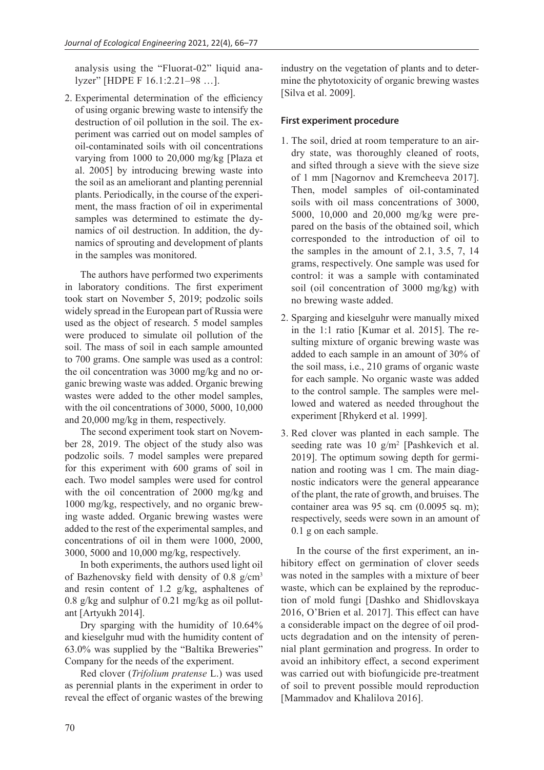analysis using the "Fluorat-02" liquid analyzer" [HDPE F 16.1:2.21–98 …].

2. Experimental determination of the efficiency of using organic brewing waste to intensify the destruction of oil pollution in the soil. The experiment was carried out on model samples of oil-contaminated soils with oil concentrations varying from 1000 to 20,000 mg/kg [Plaza et al. 2005] by introducing brewing waste into the soil as an ameliorant and planting perennial plants. Periodically, in the course of the experiment, the mass fraction of oil in experimental samples was determined to estimate the dynamics of oil destruction. In addition, the dynamics of sprouting and development of plants in the samples was monitored.

The authors have performed two experiments in laboratory conditions. The first experiment took start on November 5, 2019; podzolic soils widely spread in the European part of Russia were used as the object of research. 5 model samples were produced to simulate oil pollution of the soil. The mass of soil in each sample amounted to 700 grams. One sample was used as a control: the oil concentration was 3000 mg/kg and no organic brewing waste was added. Organic brewing wastes were added to the other model samples, with the oil concentrations of 3000, 5000, 10,000 and 20,000 mg/kg in them, respectively.

The second experiment took start on November 28, 2019. The object of the study also was podzolic soils. 7 model samples were prepared for this experiment with 600 grams of soil in each. Two model samples were used for control with the oil concentration of 2000 mg/kg and 1000 mg/kg, respectively, and no organic brewing waste added. Organic brewing wastes were added to the rest of the experimental samples, and concentrations of oil in them were 1000, 2000, 3000, 5000 and 10,000 mg/kg, respectively.

In both experiments, the authors used light oil of Bazhenovsky field with density of 0.8 g/cm$^3$ and resin content of 1.2 g/kg, asphaltenes of 0.8 g/kg and sulphur of 0.21 mg/kg as oil pollutant [Artyukh 2014].

Dry sparging with the humidity of 10.64% and kieselguhr mud with the humidity content of 63.0% was supplied by the "Baltika Breweries" Company for the needs of the experiment.

Red clover (*Trifolium pratense* L.) was used as perennial plants in the experiment in order to reveal the effect of organic wastes of the brewing industry on the vegetation of plants and to determine the phytotoxicity of organic brewing wastes [Silva et al. 2009].

### First experiment procedure

1. The soil, dried at room temperature to an air-dry state, was thoroughly cleaned of roots, and sifted through a sieve with the sieve size of 1 mm [Nagornov and Kremcheeva 2017]. Then, model samples of oil-contaminated soils with oil mass concentrations of 3000, 5000, 10,000 and 20,000 mg/kg were prepared on the basis of the obtained soil, which corresponded to the introduction of oil to the samples in the amount of 2.1, 3.5, 7, 14 grams, respectively. One sample was used for control: it was a sample with contaminated soil (oil concentration of 3000 mg/kg) with no brewing waste added.
2. Sparging and kieselguhr were manually mixed in the 1:1 ratio [Kumar et al. 2015]. The resulting mixture of organic brewing waste was added to each sample in an amount of 30% of the soil mass, i.e., 210 grams of organic waste for each sample. No organic waste was added to the control sample. The samples were mellowed and watered as needed throughout the experiment [Rhykerd et al. 1999].
3. Red clover was planted in each sample. The seeding rate was 10 g/m$^2$ [Pashkevich et al. 2019]. The optimum sowing depth for germination and rooting was 1 cm. The main diagnostic indicators were the general appearance of the plant, the rate of growth, and bruises. The container area was 95 sq. cm (0.0095 sq. m); respectively, seeds were sown in an amount of 0.1 g on each sample.

In the course of the first experiment, an inhibitory effect on germination of clover seeds was noted in the samples with a mixture of beer waste, which can be explained by the reproduction of mold fungi [Dashko and Shidlovskaya 2016, O'Brien et al. 2017]. This effect can have a considerable impact on the degree of oil products degradation and on the intensity of perennial plant germination and progress. In order to avoid an inhibitory effect, a second experiment was carried out with biofungicide pre-treatment of soil to prevent possible mould reproduction [Mammadov and Khalilova 2016].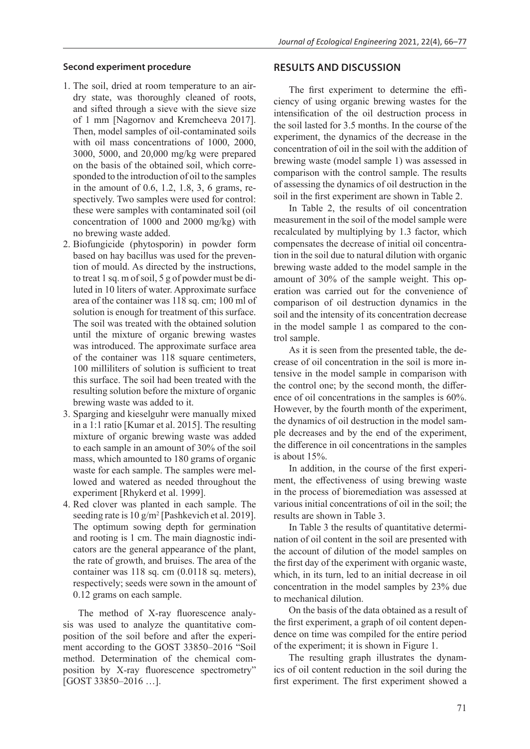### Second experiment procedure

1. The soil, dried at room temperature to an air-dry state, was thoroughly cleaned of roots, and sifted through a sieve with the sieve size of 1 mm [Nagornov and Kremcheeva 2017]. Then, model samples of oil-contaminated soils with oil mass concentrations of 1000, 2000, 3000, 5000, and 20,000 mg/kg were prepared on the basis of the obtained soil, which corresponded to the introduction of oil to the samples in the amount of 0.6, 1.2, 1.8, 3, 6 grams, respectively. Two samples were used for control: these were samples with contaminated soil (oil concentration of 1000 and 2000 mg/kg) with no brewing waste added.
2. Biofungicide (phytosporin) in powder form based on hay bacillus was used for the prevention of mould. As directed by the instructions, to treat 1 sq. m of soil, 5 g of powder must be diluted in 10 liters of water. Approximate surface area of the container was 118 sq. cm; 100 ml of solution is enough for treatment of this surface. The soil was treated with the obtained solution until the mixture of organic brewing wastes was introduced. The approximate surface area of the container was 118 square centimeters, 100 milliliters of solution is sufficient to treat this surface. The soil had been treated with the resulting solution before the mixture of organic brewing waste was added to it.
3. Sparging and kieselguhr were manually mixed in a 1:1 ratio [Kumar et al. 2015]. The resulting mixture of organic brewing waste was added to each sample in an amount of 30% of the soil mass, which amounted to 180 grams of organic waste for each sample. The samples were mellowed and watered as needed throughout the experiment [Rhykerd et al. 1999].
4. Red clover was planted in each sample. The seeding rate is 10 g/m$^2$ [Pashkevich et al. 2019]. The optimum sowing depth for germination and rooting is 1 cm. The main diagnostic indicators are the general appearance of the plant, the rate of growth, and bruises. The area of the container was 118 sq. cm (0.0118 sq. meters), respectively; seeds were sown in the amount of 0.12 grams on each sample.

The method of X-ray fluorescence analysis was used to analyze the quantitative composition of the soil before and after the experiment according to the GOST 33850–2016 "Soil method. Determination of the chemical composition by X-ray fluorescence spectrometry" [GOST 33850–2016 …].

## RESULTS AND DISCUSSION

The first experiment to determine the efficiency of using organic brewing wastes for the intensification of the oil destruction process in the soil lasted for 3.5 months. In the course of the experiment, the dynamics of the decrease in the concentration of oil in the soil with the addition of brewing waste (model sample 1) was assessed in comparison with the control sample. The results of assessing the dynamics of oil destruction in the soil in the first experiment are shown in Table 2.

In Table 2, the results of oil concentration measurement in the soil of the model sample were recalculated by multiplying by 1.3 factor, which compensates the decrease of initial oil concentration in the soil due to natural dilution with organic brewing waste added to the model sample in the amount of 30% of the sample weight. This operation was carried out for the convenience of comparison of oil destruction dynamics in the soil and the intensity of its concentration decrease in the model sample 1 as compared to the control sample.

As it is seen from the presented table, the decrease of oil concentration in the soil is more intensive in the model sample in comparison with the control one; by the second month, the difference of oil concentrations in the samples is 60%. However, by the fourth month of the experiment, the dynamics of oil destruction in the model sample decreases and by the end of the experiment, the difference in oil concentrations in the samples is about 15%.

In addition, in the course of the first experiment, the effectiveness of using brewing waste in the process of bioremediation was assessed at various initial concentrations of oil in the soil; the results are shown in Table 3.

In Table 3 the results of quantitative determination of oil content in the soil are presented with the account of dilution of the model samples on the first day of the experiment with organic waste, which, in its turn, led to an initial decrease in oil concentration in the model samples by 23% due to mechanical dilution.

On the basis of the data obtained as a result of the first experiment, a graph of oil content dependence on time was compiled for the entire period of the experiment; it is shown in Figure 1.

The resulting graph illustrates the dynamics of oil content reduction in the soil during the first experiment. The first experiment showed a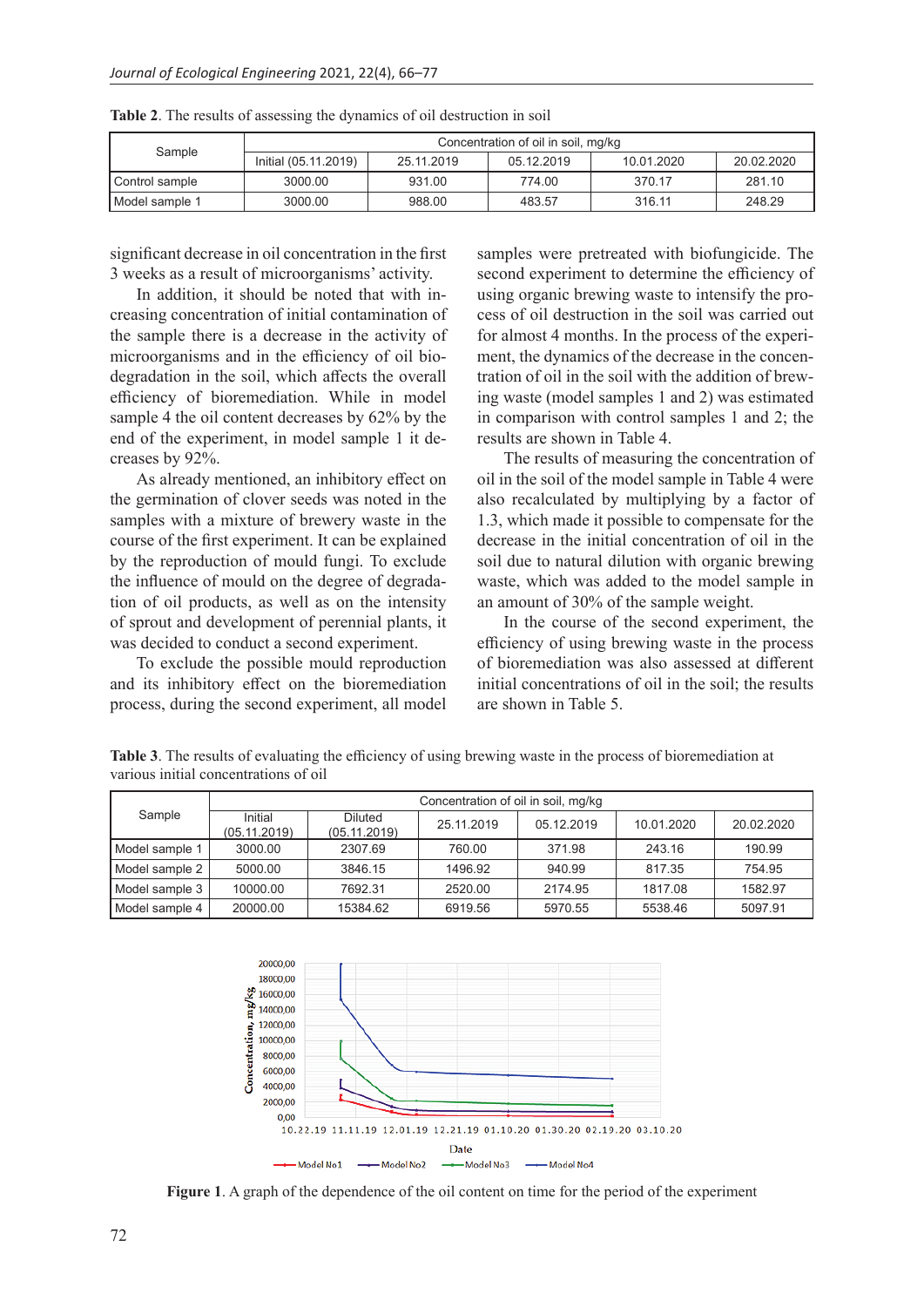**Table 2**. The results of assessing the dynamics of oil destruction in soil

| Sample | Concentration of oil in soil, mg/kg | | | | |
|---|---|---|---|---|---|
| | Initial (05.11.2019) | 25.11.2019 | 05.12.2019 | 10.01.2020 | 20.02.2020 |
| Control sample | 3000.00 | 931.00 | 774.00 | 370.17 | 281.10 |
| Model sample 1 | 3000.00 | 988.00 | 483.57 | 316.11 | 248.29 |

significant decrease in oil concentration in the first 3 weeks as a result of microorganisms' activity.

In addition, it should be noted that with increasing concentration of initial contamination of the sample there is a decrease in the activity of microorganisms and in the efficiency of oil biodegradation in the soil, which affects the overall efficiency of bioremediation. While in model sample 4 the oil content decreases by 62% by the end of the experiment, in model sample 1 it decreases by 92%.

As already mentioned, an inhibitory effect on the germination of clover seeds was noted in the samples with a mixture of brewery waste in the course of the first experiment. It can be explained by the reproduction of mould fungi. To exclude the influence of mould on the degree of degradation of oil products, as well as on the intensity of sprout and development of perennial plants, it was decided to conduct a second experiment.

To exclude the possible mould reproduction and its inhibitory effect on the bioremediation process, during the second experiment, all model samples were pretreated with biofungicide. The second experiment to determine the efficiency of using organic brewing waste to intensify the process of oil destruction in the soil was carried out for almost 4 months. In the process of the experiment, the dynamics of the decrease in the concentration of oil in the soil with the addition of brewing waste (model samples 1 and 2) was estimated in comparison with control samples 1 and 2; the results are shown in Table 4.

The results of measuring the concentration of oil in the soil of the model sample in Table 4 were also recalculated by multiplying by a factor of 1.3, which made it possible to compensate for the decrease in the initial concentration of oil in the soil due to natural dilution with organic brewing waste, which was added to the model sample in an amount of 30% of the sample weight.

In the course of the second experiment, the efficiency of using brewing waste in the process of bioremediation was also assessed at different initial concentrations of oil in the soil; the results are shown in Table 5.

**Table 3**. The results of evaluating the efficiency of using brewing waste in the process of bioremediation at various initial concentrations of oil

| Sample | Concentration of oil in soil, mg/kg | | | | | |
|---|---|---|---|---|---|---|
| | Initial (05.11.2019) | Diluted (05.11.2019) | 25.11.2019 | 05.12.2019 | 10.01.2020 | 20.02.2020 |
| Model sample 1 | 3000.00 | 2307.69 | 760.00 | 371.98 | 243.16 | 190.99 |
| Model sample 2 | 5000.00 | 3846.15 | 1496.92 | 940.99 | 817.35 | 754.95 |
| Model sample 3 | 10000.00 | 7692.31 | 2520.00 | 2174.95 | 1817.08 | 1582.97 |
| Model sample 4 | 20000.00 | 15384.62 | 6919.56 | 5970.55 | 5538.46 | 5097.91 |

20000,00
18000,00
16000,00
14000,00
12000,00
10000,00
8000,00
6000,00
4000,00
2000,00
0,00
Concentration, mg/kg
10.22.19 11.11.19 12.01.19 12.21.19 01.10.20 01.30.20 02.19.20 03.10.20
Date
Model No1 Model No2 Model No3 Model No4

**Figure 1**. A graph of the dependence of the oil content on time for the period of the experiment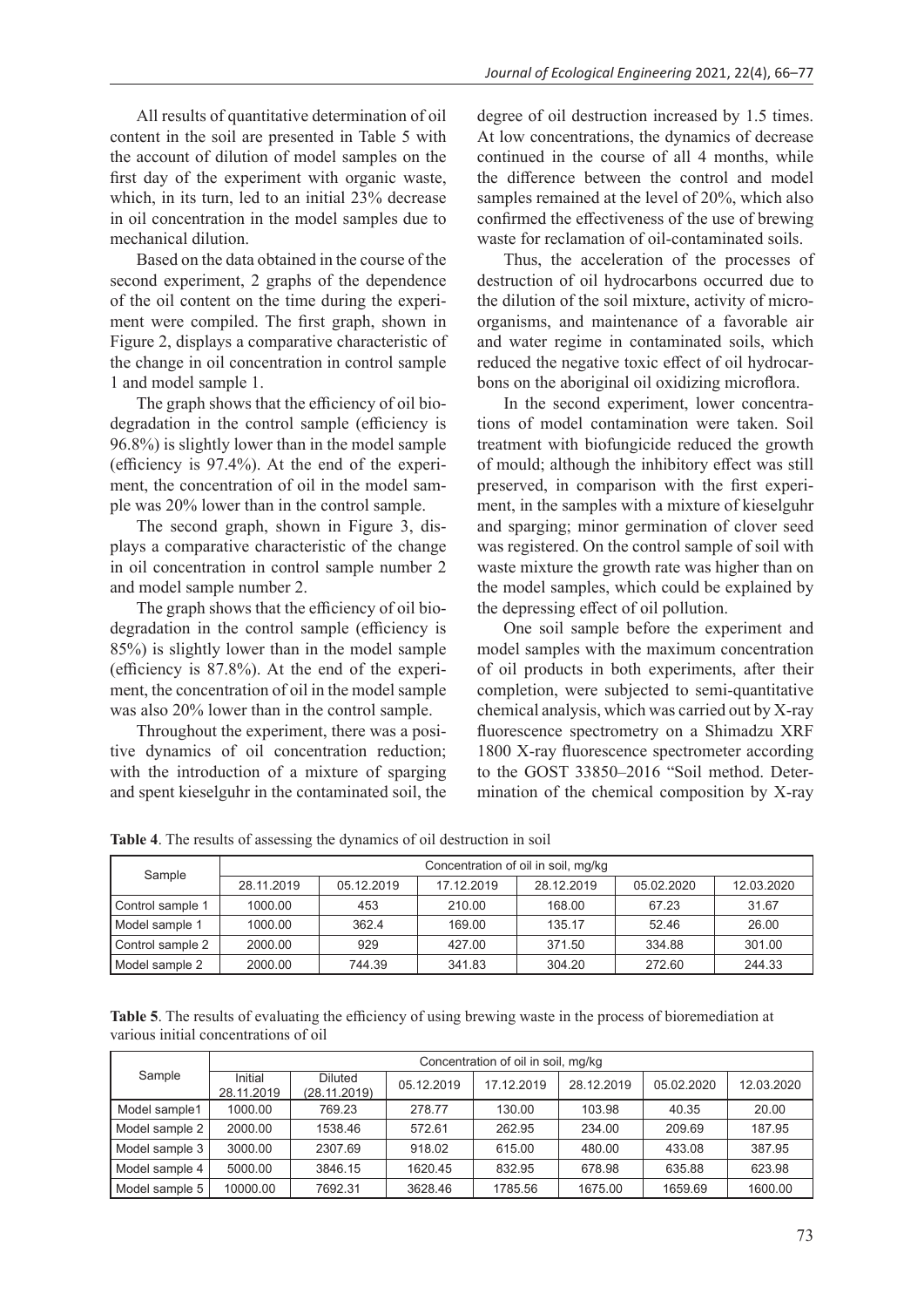All results of quantitative determination of oil content in the soil are presented in Table 5 with the account of dilution of model samples on the first day of the experiment with organic waste, which, in its turn, led to an initial 23% decrease in oil concentration in the model samples due to mechanical dilution.

Based on the data obtained in the course of the second experiment, 2 graphs of the dependence of the oil content on the time during the experiment were compiled. The first graph, shown in Figure 2, displays a comparative characteristic of the change in oil concentration in control sample 1 and model sample 1.

The graph shows that the efficiency of oil biodegradation in the control sample (efficiency is 96.8%) is slightly lower than in the model sample (efficiency is 97.4%). At the end of the experiment, the concentration of oil in the model sample was 20% lower than in the control sample.

The second graph, shown in Figure 3, displays a comparative characteristic of the change in oil concentration in control sample number 2 and model sample number 2.

The graph shows that the efficiency of oil biodegradation in the control sample (efficiency is 85%) is slightly lower than in the model sample (efficiency is 87.8%). At the end of the experiment, the concentration of oil in the model sample was also 20% lower than in the control sample.

Throughout the experiment, there was a positive dynamics of oil concentration reduction; with the introduction of a mixture of sparging and spent kieselguhr in the contaminated soil, the degree of oil destruction increased by 1.5 times. At low concentrations, the dynamics of decrease continued in the course of all 4 months, while the difference between the control and model samples remained at the level of 20%, which also confirmed the effectiveness of the use of brewing waste for reclamation of oil-contaminated soils.

Thus, the acceleration of the processes of destruction of oil hydrocarbons occurred due to the dilution of the soil mixture, activity of microorganisms, and maintenance of a favorable air and water regime in contaminated soils, which reduced the negative toxic effect of oil hydrocarbons on the aboriginal oil oxidizing microflora.

In the second experiment, lower concentrations of model contamination were taken. Soil treatment with biofungicide reduced the growth of mould; although the inhibitory effect was still preserved, in comparison with the first experiment, in the samples with a mixture of kieselguhr and sparging; minor germination of clover seed was registered. On the control sample of soil with waste mixture the growth rate was higher than on the model samples, which could be explained by the depressing effect of oil pollution.

One soil sample before the experiment and model samples with the maximum concentration of oil products in both experiments, after their completion, were subjected to semi-quantitative chemical analysis, which was carried out by X-ray fluorescence spectrometry on a Shimadzu XRF 1800 X-ray fluorescence spectrometer according to the GOST 33850–2016 "Soil method. Determination of the chemical composition by X-ray

**Table 4**. The results of assessing the dynamics of oil destruction in soil

| Sample | Concentration of oil in soil, mg/kg | | | | | |
|---|---|---|---|---|---|---|
| | 28.11.2019 | 05.12.2019 | 17.12.2019 | 28.12.2019 | 05.02.2020 | 12.03.2020 |
| Control sample 1 | 1000.00 | 453 | 210.00 | 168.00 | 67.23 | 31.67 |
| Model sample 1 | 1000.00 | 362.4 | 169.00 | 135.17 | 52.46 | 26.00 |
| Control sample 2 | 2000.00 | 929 | 427.00 | 371.50 | 334.88 | 301.00 |
| Model sample 2 | 2000.00 | 744.39 | 341.83 | 304.20 | 272.60 | 244.33 |

**Table 5**. The results of evaluating the efficiency of using brewing waste in the process of bioremediation at various initial concentrations of oil

| Sample | Concentration of oil in soil, mg/kg | | | | | | |
|---|---|---|---|---|---|---|---|
| | Initial 28.11.2019 | Diluted (28.11.2019) | 05.12.2019 | 17.12.2019 | 28.12.2019 | 05.02.2020 | 12.03.2020 |
| Model sample1 | 1000.00 | 769.23 | 278.77 | 130.00 | 103.98 | 40.35 | 20.00 |
| Model sample 2 | 2000.00 | 1538.46 | 572.61 | 262.95 | 234.00 | 209.69 | 187.95 |
| Model sample 3 | 3000.00 | 2307.69 | 918.02 | 615.00 | 480.00 | 433.08 | 387.95 |
| Model sample 4 | 5000.00 | 3846.15 | 1620.45 | 832.95 | 678.98 | 635.88 | 623.98 |
| Model sample 5 | 10000.00 | 7692.31 | 3628.46 | 1785.56 | 1675.00 | 1659.69 | 1600.00 |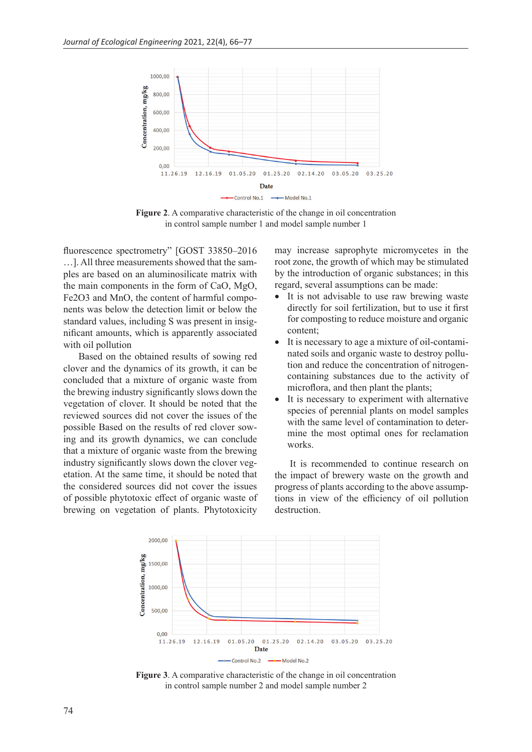1000,00
800,00
600,00
400,00
200,00
0,00

Concentration, mg/kg

11.26.19 12.16.19 01.05.20 01.25.20 02.14.20 03.05.20 03.25.20

Date

Control No.1 Model No.1

**Figure 2**. A comparative characteristic of the change in oil concentration in control sample number 1 and model sample number 1

fluorescence spectrometry" [GOST 33850–2016 …]. All three measurements showed that the samples are based on an aluminosilicate matrix with the main components in the form of CaO, MgO, Fe2O3 and MnO, the content of harmful components was below the detection limit or below the standard values, including S was present in insignificant amounts, which is apparently associated with oil pollution

Based on the obtained results of sowing red clover and the dynamics of its growth, it can be concluded that a mixture of organic waste from the brewing industry significantly slows down the vegetation of clover. It should be noted that the reviewed sources did not cover the issues of the possible Based on the results of red clover sowing and its growth dynamics, we can conclude that a mixture of organic waste from the brewing industry significantly slows down the clover vegetation. At the same time, it should be noted that the considered sources did not cover the issues of possible phytotoxic effect of organic waste of brewing on vegetation of plants. Phytotoxicity may increase saprophyte micromycetes in the root zone, the growth of which may be stimulated by the introduction of organic substances; in this regard, several assumptions can be made:

- It is not advisable to use raw brewing waste directly for soil fertilization, but to use it first for composting to reduce moisture and organic content;
- It is necessary to age a mixture of oil-contaminated soils and organic waste to destroy pollution and reduce the concentration of nitrogen-containing substances due to the activity of microflora, and then plant the plants;
- It is necessary to experiment with alternative species of perennial plants on model samples with the same level of contamination to determine the most optimal ones for reclamation works.

It is recommended to continue research on the impact of brewery waste on the growth and progress of plants according to the above assumptions in view of the efficiency of oil pollution destruction.

2000,00
1500,00
1000,00
500,00
0,00

Concentration, mg/kg

11.26.19 12.16.19 01.05.20 01.25.20 02.14.20 03.05.20 03.25.20

Date

Control No.2 Model No.2

**Figure 3**. A comparative characteristic of the change in oil concentration in control sample number 2 and model sample number 2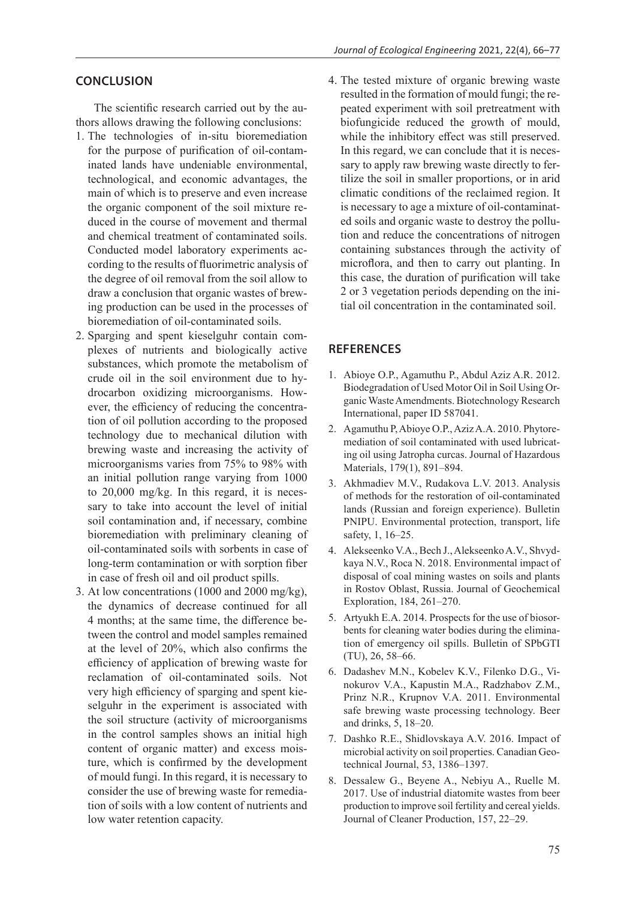## CONCLUSION

The scientific research carried out by the authors allows drawing the following conclusions:

1. The technologies of in-situ bioremediation for the purpose of purification of oil-contaminated lands have undeniable environmental, technological, and economic advantages, the main of which is to preserve and even increase the organic component of the soil mixture reduced in the course of movement and thermal and chemical treatment of contaminated soils. Conducted model laboratory experiments according to the results of fluorimetric analysis of the degree of oil removal from the soil allow to draw a conclusion that organic wastes of brewing production can be used in the processes of bioremediation of oil-contaminated soils.
2. Sparging and spent kieselguhr contain complexes of nutrients and biologically active substances, which promote the metabolism of crude oil in the soil environment due to hydrocarbon oxidizing microorganisms. However, the efficiency of reducing the concentration of oil pollution according to the proposed technology due to mechanical dilution with brewing waste and increasing the activity of microorganisms varies from 75% to 98% with an initial pollution range varying from 1000 to 20,000 mg/kg. In this regard, it is necessary to take into account the level of initial soil contamination and, if necessary, combine bioremediation with preliminary cleaning of oil-contaminated soils with sorbents in case of long-term contamination or with sorption fiber in case of fresh oil and oil product spills.
3. At low concentrations (1000 and 2000 mg/kg), the dynamics of decrease continued for all 4 months; at the same time, the difference between the control and model samples remained at the level of 20%, which also confirms the efficiency of application of brewing waste for reclamation of oil-contaminated soils. Not very high efficiency of sparging and spent kieselguhr in the experiment is associated with the soil structure (activity of microorganisms in the control samples shows an initial high content of organic matter) and excess moisture, which is confirmed by the development of mould fungi. In this regard, it is necessary to consider the use of brewing waste for remediation of soils with a low content of nutrients and low water retention capacity.
4. The tested mixture of organic brewing waste resulted in the formation of mould fungi; the repeated experiment with soil pretreatment with biofungicide reduced the growth of mould, while the inhibitory effect was still preserved. In this regard, we can conclude that it is necessary to apply raw brewing waste directly to fertilize the soil in smaller proportions, or in arid climatic conditions of the reclaimed region. It is necessary to age a mixture of oil-contaminated soils and organic waste to destroy the pollution and reduce the concentrations of nitrogen containing substances through the activity of microflora, and then to carry out planting. In this case, the duration of purification will take 2 or 3 vegetation periods depending on the initial oil concentration in the contaminated soil.

## REFERENCES

1. Abioye O.P., Agamuthu P., Abdul Aziz A.R. 2012. Biodegradation of Used Motor Oil in Soil Using Organic Waste Amendments. Biotechnology Research International, paper ID 587041.
2. Agamuthu P, Abioye O.P., Aziz A.A. 2010. Phytoremediation of soil contaminated with used lubricating oil using Jatropha curcas. Journal of Hazardous Materials, 179(1), 891–894.
3. Akhmadiev M.V., Rudakova L.V. 2013. Analysis of methods for the restoration of oil-contaminated lands (Russian and foreign experience). Bulletin PNIPU. Environmental protection, transport, life safety, 1, 16–25.
4. Alekseenko V.A., Bech J., Alekseenko A.V., Shvydkaya N.V., Roca N. 2018. Environmental impact of disposal of coal mining wastes on soils and plants in Rostov Oblast, Russia. Journal of Geochemical Exploration, 184, 261–270.
5. Artyukh E.A. 2014. Prospects for the use of biosorbents for cleaning water bodies during the elimination of emergency oil spills. Bulletin of SPbGTI (TU), 26, 58–66.
6. Dadashev M.N., Kobelev K.V., Filenko D.G., Vinokurov V.A., Kapustin M.A., Radzhabov Z.M., Prinz N.R., Krupnov V.A. 2011. Environmental safe brewing waste processing technology. Beer and drinks, 5, 18–20.
7. Dashko R.E., Shidlovskaya A.V. 2016. Impact of microbial activity on soil properties. Canadian Geotechnical Journal, 53, 1386–1397.
8. Dessalew G., Beyene A., Nebiyu A., Ruelle M. 2017. Use of industrial diatomite wastes from beer production to improve soil fertility and cereal yields. Journal of Cleaner Production, 157, 22–29.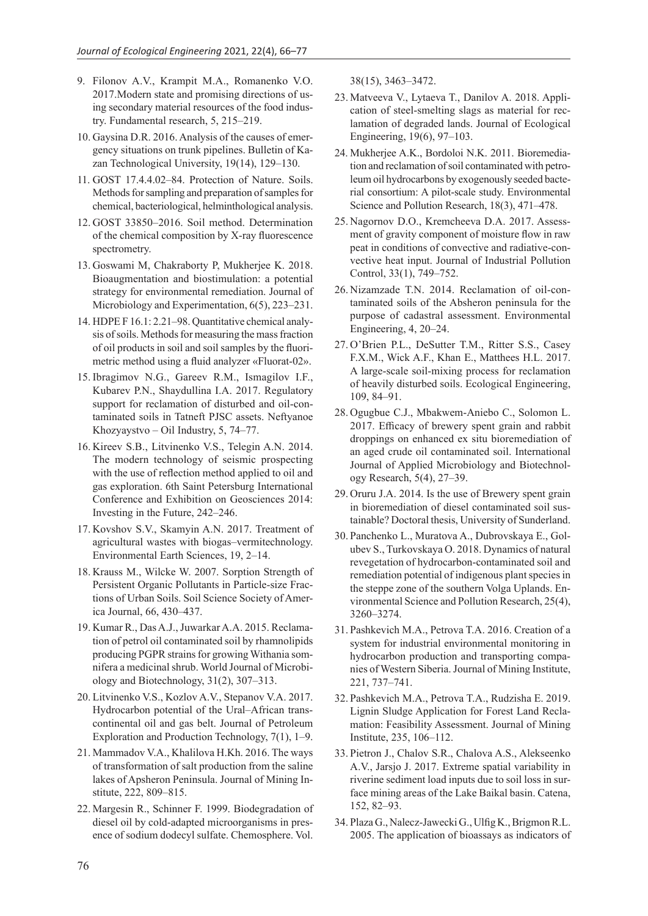9. Filonov A.V., Krampit M.A., Romanenko V.O. 2017.Modern state and promising directions of using secondary material resources of the food industry. Fundamental research, 5, 215–219.
10. Gaysina D.R. 2016. Analysis of the causes of emergency situations on trunk pipelines. Bulletin of Kazan Technological University, 19(14), 129–130.
11. GOST 17.4.4.02–84. Protection of Nature. Soils. Methods for sampling and preparation of samples for chemical, bacteriological, helminthological analysis.
12. GOST 33850–2016. Soil method. Determination of the chemical composition by X-ray fluorescence spectrometry.
13. Goswami M, Chakraborty P, Mukherjee K. 2018. Bioaugmentation and biostimulation: a potential strategy for environmental remediation. Journal of Microbiology and Experimentation, 6(5), 223–231.
14. HDPE F 16.1: 2.21–98. Quantitative chemical analysis of soils. Methods for measuring the mass fraction of oil products in soil and soil samples by the fluorimetric method using a fluid analyzer «Fluorat-02».
15. Ibragimov N.G., Gareev R.M., Ismagilov I.F., Kubarev P.N., Shaydullina I.A. 2017. Regulatory support for reclamation of disturbed and oil-contaminated soils in Tatneft PJSC assets. Neftyanoe Khozyaystvo – Oil Industry, 5, 74–77.
16. Kireev S.B., Litvinenko V.S., Telegin A.N. 2014. The modern technology of seismic prospecting with the use of reflection method applied to oil and gas exploration. 6th Saint Petersburg International Conference and Exhibition on Geosciences 2014: Investing in the Future, 242–246.
17. Kovshov S.V., Skamyin A.N. 2017. Treatment of agricultural wastes with biogas–vermitechnology. Environmental Earth Sciences, 19, 2–14.
18. Krauss M., Wilcke W. 2007. Sorption Strength of Persistent Organic Pollutants in Particle-size Fractions of Urban Soils. Soil Science Society of America Journal, 66, 430–437.
19. Kumar R., Das A.J., Juwarkar A.A. 2015. Reclamation of petrol oil contaminated soil by rhamnolipids producing PGPR strains for growing Withania somnifera a medicinal shrub. World Journal of Microbiology and Biotechnology, 31(2), 307–313.
20. Litvinenko V.S., Kozlov A.V., Stepanov V.A. 2017. Hydrocarbon potential of the Ural–African transcontinental oil and gas belt. Journal of Petroleum Exploration and Production Technology, 7(1), 1–9.
21. Mammadov V.A., Khalilova H.Kh. 2016. The ways of transformation of salt production from the saline lakes of Apsheron Peninsula. Journal of Mining Institute, 222, 809–815.
22. Margesin R., Schinner F. 1999. Biodegradation of diesel oil by cold-adapted microorganisms in presence of sodium dodecyl sulfate. Chemosphere. Vol. 38(15), 3463–3472.
23. Matveeva V., Lytaeva T., Danilov A. 2018. Application of steel-smelting slags as material for reclamation of degraded lands. Journal of Ecological Engineering, 19(6), 97–103.
24. Mukherjee A.K., Bordoloi N.K. 2011. Bioremediation and reclamation of soil contaminated with petroleum oil hydrocarbons by exogenously seeded bacterial consortium: A pilot-scale study. Environmental Science and Pollution Research, 18(3), 471–478.
25. Nagornov D.O., Kremcheeva D.A. 2017. Assessment of gravity component of moisture flow in raw peat in conditions of convective and radiative-convective heat input. Journal of Industrial Pollution Control, 33(1), 749–752.
26. Nizamzade T.N. 2014. Reclamation of oil-contaminated soils of the Absheron peninsula for the purpose of cadastral assessment. Environmental Engineering, 4, 20–24.
27. O'Brien P.L., DeSutter T.M., Ritter S.S., Casey F.X.M., Wick A.F., Khan E., Matthees H.L. 2017. A large-scale soil-mixing process for reclamation of heavily disturbed soils. Ecological Engineering, 109, 84–91.
28. Ogugbue C.J., Mbakwem-Aniebo C., Solomon L. 2017. Efficacy of brewery spent grain and rabbit droppings on enhanced ex situ bioremediation of an aged crude oil contaminated soil. International Journal of Applied Microbiology and Biotechnology Research, 5(4), 27–39.
29. Oruru J.A. 2014. Is the use of Brewery spent grain in bioremediation of diesel contaminated soil sustainable? Doctoral thesis, University of Sunderland.
30. Panchenko L., Muratova A., Dubrovskaya E., Golubev S., Turkovskaya O. 2018. Dynamics of natural revegetation of hydrocarbon-contaminated soil and remediation potential of indigenous plant species in the steppe zone of the southern Volga Uplands. Environmental Science and Pollution Research, 25(4), 3260–3274.
31. Pashkevich M.A., Petrova T.A. 2016. Creation of a system for industrial environmental monitoring in hydrocarbon production and transporting companies of Western Siberia. Journal of Mining Institute, 221, 737–741.
32. Pashkevich M.A., Petrova T.A., Rudzisha E. 2019. Lignin Sludge Application for Forest Land Reclamation: Feasibility Assessment. Journal of Mining Institute, 235, 106–112.
33. Pietron J., Chalov S.R., Chalova A.S., Alekseenko A.V., Jarsjo J. 2017. Extreme spatial variability in riverine sediment load inputs due to soil loss in surface mining areas of the Lake Baikal basin. Catena, 152, 82–93.
34. Plaza G., Nalecz-Jawecki G., Ulfig K., Brigmon R.L. 2005. The application of bioassays as indicators of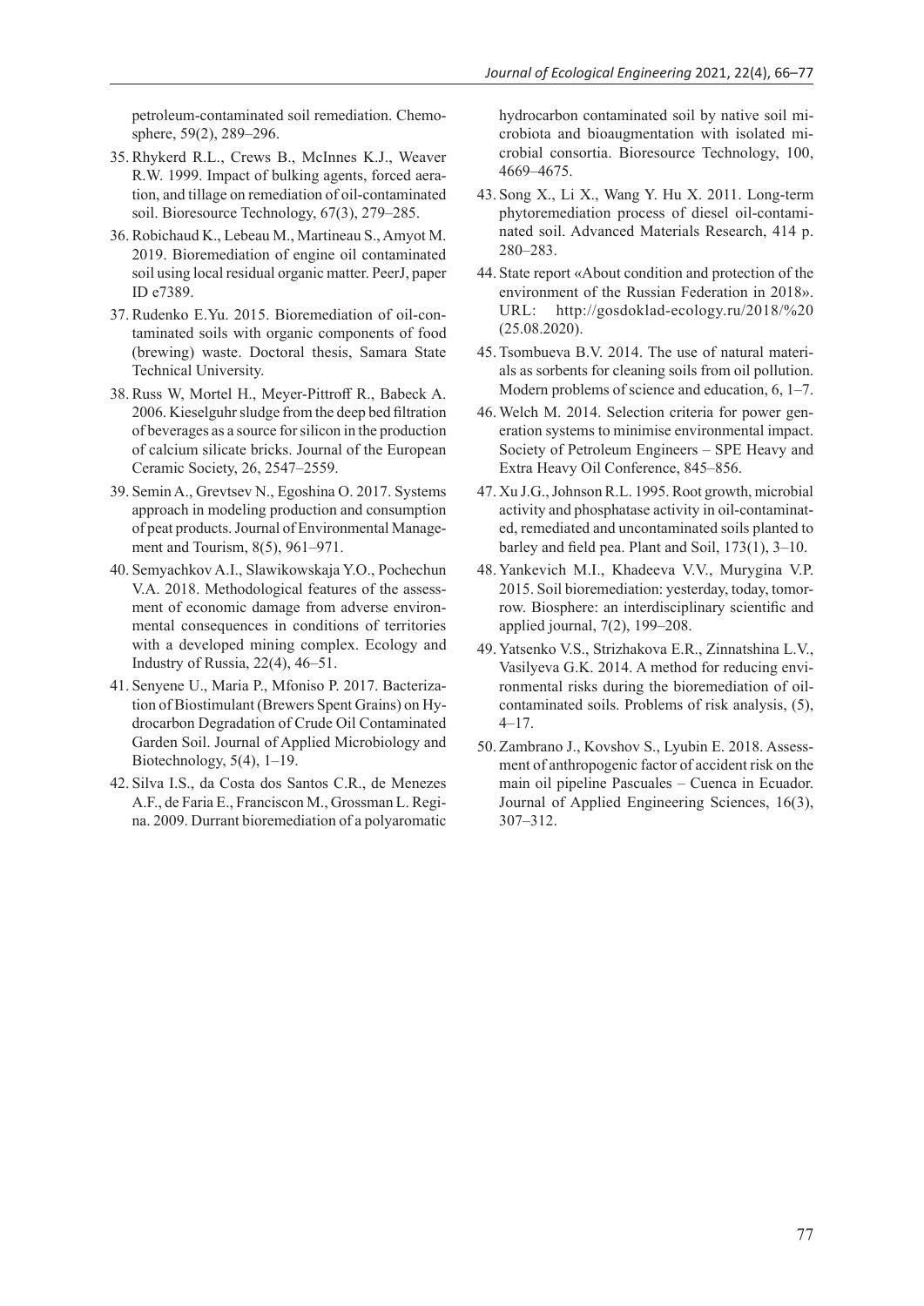petroleum-contaminated soil remediation. Chemosphere, 59(2), 289–296.

35. Rhykerd R.L., Crews B., McInnes K.J., Weaver R.W. 1999. Impact of bulking agents, forced aeration, and tillage on remediation of oil-contaminated soil. Bioresource Technology, 67(3), 279–285.
36. Robichaud K., Lebeau M., Martineau S., Amyot M. 2019. Bioremediation of engine oil contaminated soil using local residual organic matter. PeerJ, paper ID e7389.
37. Rudenko E.Yu. 2015. Bioremediation of oil-contaminated soils with organic components of food (brewing) waste. Doctoral thesis, Samara State Technical University.
38. Russ W, Mortel H., Meyer-Pittroff R., Babeck A. 2006. Kieselguhr sludge from the deep bed filtration of beverages as a source for silicon in the production of calcium silicate bricks. Journal of the European Ceramic Society, 26, 2547–2559.
39. Semin A., Grevtsev N., Egoshina O. 2017. Systems approach in modeling production and consumption of peat products. Journal of Environmental Management and Tourism, 8(5), 961–971.
40. Semyachkov A.I., Slawikowskaja Y.O., Pochechun V.A. 2018. Methodological features of the assessment of economic damage from adverse environmental consequences in conditions of territories with a developed mining complex. Ecology and Industry of Russia, 22(4), 46–51.
41. Senyene U., Maria P., Mfoniso P. 2017. Bacterization of Biostimulant (Brewers Spent Grains) on Hydrocarbon Degradation of Crude Oil Contaminated Garden Soil. Journal of Applied Microbiology and Biotechnology, 5(4), 1–19.
42. Silva I.S., da Costa dos Santos C.R., de Menezes A.F., de Faria E., Franciscon M., Grossman L. Regina. 2009. Durrant bioremediation of a polyaromatic hydrocarbon contaminated soil by native soil microbiota and bioaugmentation with isolated microbial consortia. Bioresource Technology, 100, 4669–4675.
43. Song X., Li X., Wang Y. Hu X. 2011. Long-term phytoremediation process of diesel oil-contaminated soil. Advanced Materials Research, 414 p. 280–283.
44. State report «About condition and protection of the environment of the Russian Federation in 2018». URL: http://gosdoklad-ecology.ru/2018/%20 (25.08.2020).
45. Tsombueva B.V. 2014. The use of natural materials as sorbents for cleaning soils from oil pollution. Modern problems of science and education, 6, 1–7.
46. Welch M. 2014. Selection criteria for power generation systems to minimise environmental impact. Society of Petroleum Engineers – SPE Heavy and Extra Heavy Oil Conference, 845–856.
47. Xu J.G., Johnson R.L. 1995. Root growth, microbial activity and phosphatase activity in oil-contaminated, remediated and uncontaminated soils planted to barley and field pea. Plant and Soil, 173(1), 3–10.
48. Yankevich M.I., Khadeeva V.V., Murygina V.P. 2015. Soil bioremediation: yesterday, today, tomorrow. Biosphere: an interdisciplinary scientific and applied journal, 7(2), 199–208.
49. Yatsenko V.S., Strizhakova E.R., Zinnatshina L.V., Vasilyeva G.K. 2014. A method for reducing environmental risks during the bioremediation of oil-contaminated soils. Problems of risk analysis, (5), 4–17.
50. Zambrano J., Kovshov S., Lyubin E. 2018. Assessment of anthropogenic factor of accident risk on the main oil pipeline Pascuales – Cuenca in Ecuador. Journal of Applied Engineering Sciences, 16(3), 307–312.